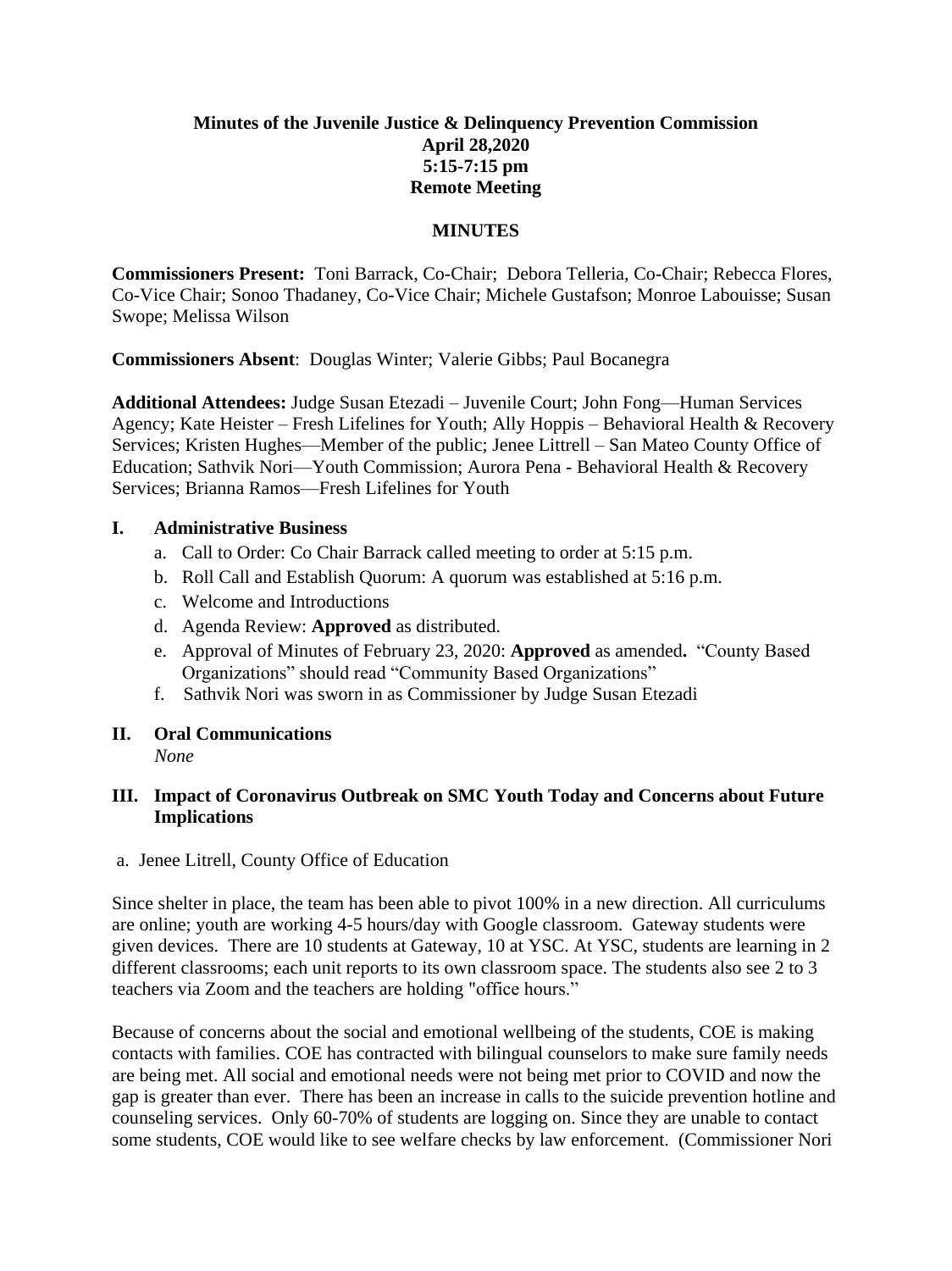**Minutes of the Juvenile Justice & Delinquency Prevention Commission**
**April 28,2020**
**5:15-7:15 pm**
**Remote Meeting**

**MINUTES**

**Commissioners Present:** Toni Barrack, Co-Chair; Debora Telleria, Co-Chair; Rebecca Flores, Co-Vice Chair; Sonoo Thadaney, Co-Vice Chair; Michele Gustafson; Monroe Labouisse; Susan Swope; Melissa Wilson

**Commissioners Absent**: Douglas Winter; Valerie Gibbs; Paul Bocanegra

**Additional Attendees:** Judge Susan Etezadi – Juvenile Court; John Fong—Human Services Agency; Kate Heister – Fresh Lifelines for Youth; Ally Hoppis – Behavioral Health & Recovery Services; Kristen Hughes—Member of the public; Jenee Littrell – San Mateo County Office of Education; Sathvik Nori—Youth Commission; Aurora Pena - Behavioral Health & Recovery Services; Brianna Ramos—Fresh Lifelines for Youth

## I. Administrative Business

a. Call to Order: Co Chair Barrack called meeting to order at 5:15 p.m.
b. Roll Call and Establish Quorum: A quorum was established at 5:16 p.m.
c. Welcome and Introductions
d. Agenda Review: **Approved** as distributed.
e. Approval of Minutes of February 23, 2020: **Approved** as amended**.** "County Based Organizations" should read "Community Based Organizations"
f. Sathvik Nori was sworn in as Commissioner by Judge Susan Etezadi

## II. Oral Communications

*None*

## III. Impact of Coronavirus Outbreak on SMC Youth Today and Concerns about Future Implications

a. Jenee Litrell, County Office of Education

Since shelter in place, the team has been able to pivot 100% in a new direction. All curriculums are online; youth are working 4-5 hours/day with Google classroom. Gateway students were given devices. There are 10 students at Gateway, 10 at YSC. At YSC, students are learning in 2 different classrooms; each unit reports to its own classroom space. The students also see 2 to 3 teachers via Zoom and the teachers are holding "office hours."

Because of concerns about the social and emotional wellbeing of the students, COE is making contacts with families. COE has contracted with bilingual counselors to make sure family needs are being met. All social and emotional needs were not being met prior to COVID and now the gap is greater than ever. There has been an increase in calls to the suicide prevention hotline and counseling services. Only 60-70% of students are logging on. Since they are unable to contact some students, COE would like to see welfare checks by law enforcement. (Commissioner Nori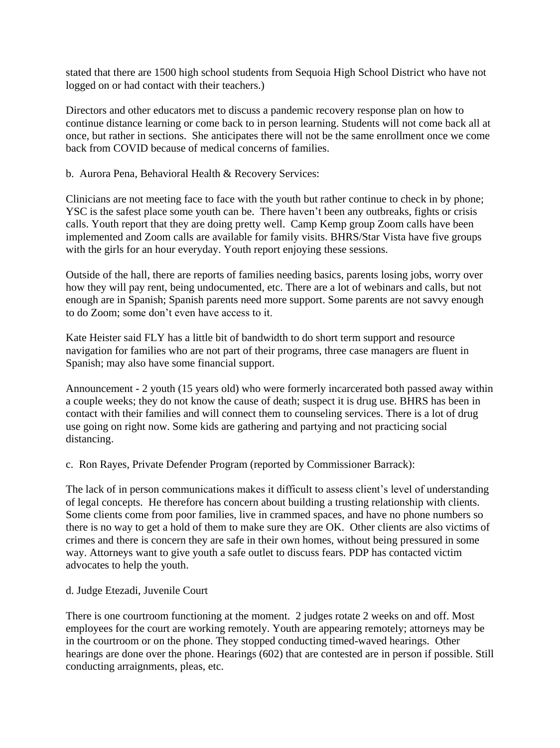stated that there are 1500 high school students from Sequoia High School District who have not logged on or had contact with their teachers.)

Directors and other educators met to discuss a pandemic recovery response plan on how to continue distance learning or come back to in person learning. Students will not come back all at once, but rather in sections. She anticipates there will not be the same enrollment once we come back from COVID because of medical concerns of families.

b. Aurora Pena, Behavioral Health & Recovery Services:

Clinicians are not meeting face to face with the youth but rather continue to check in by phone; YSC is the safest place some youth can be. There haven't been any outbreaks, fights or crisis calls. Youth report that they are doing pretty well. Camp Kemp group Zoom calls have been implemented and Zoom calls are available for family visits. BHRS/Star Vista have five groups with the girls for an hour everyday. Youth report enjoying these sessions.

Outside of the hall, there are reports of families needing basics, parents losing jobs, worry over how they will pay rent, being undocumented, etc. There are a lot of webinars and calls, but not enough are in Spanish; Spanish parents need more support. Some parents are not savvy enough to do Zoom; some don't even have access to it.

Kate Heister said FLY has a little bit of bandwidth to do short term support and resource navigation for families who are not part of their programs, three case managers are fluent in Spanish; may also have some financial support.

Announcement - 2 youth (15 years old) who were formerly incarcerated both passed away within a couple weeks; they do not know the cause of death; suspect it is drug use. BHRS has been in contact with their families and will connect them to counseling services. There is a lot of drug use going on right now. Some kids are gathering and partying and not practicing social distancing.

c. Ron Rayes, Private Defender Program (reported by Commissioner Barrack):

The lack of in person communications makes it difficult to assess client's level of understanding of legal concepts. He therefore has concern about building a trusting relationship with clients. Some clients come from poor families, live in crammed spaces, and have no phone numbers so there is no way to get a hold of them to make sure they are OK. Other clients are also victims of crimes and there is concern they are safe in their own homes, without being pressured in some way. Attorneys want to give youth a safe outlet to discuss fears. PDP has contacted victim advocates to help the youth.

d. Judge Etezadi, Juvenile Court

There is one courtroom functioning at the moment. 2 judges rotate 2 weeks on and off. Most employees for the court are working remotely. Youth are appearing remotely; attorneys may be in the courtroom or on the phone. They stopped conducting timed-waved hearings. Other hearings are done over the phone. Hearings (602) that are contested are in person if possible. Still conducting arraignments, pleas, etc.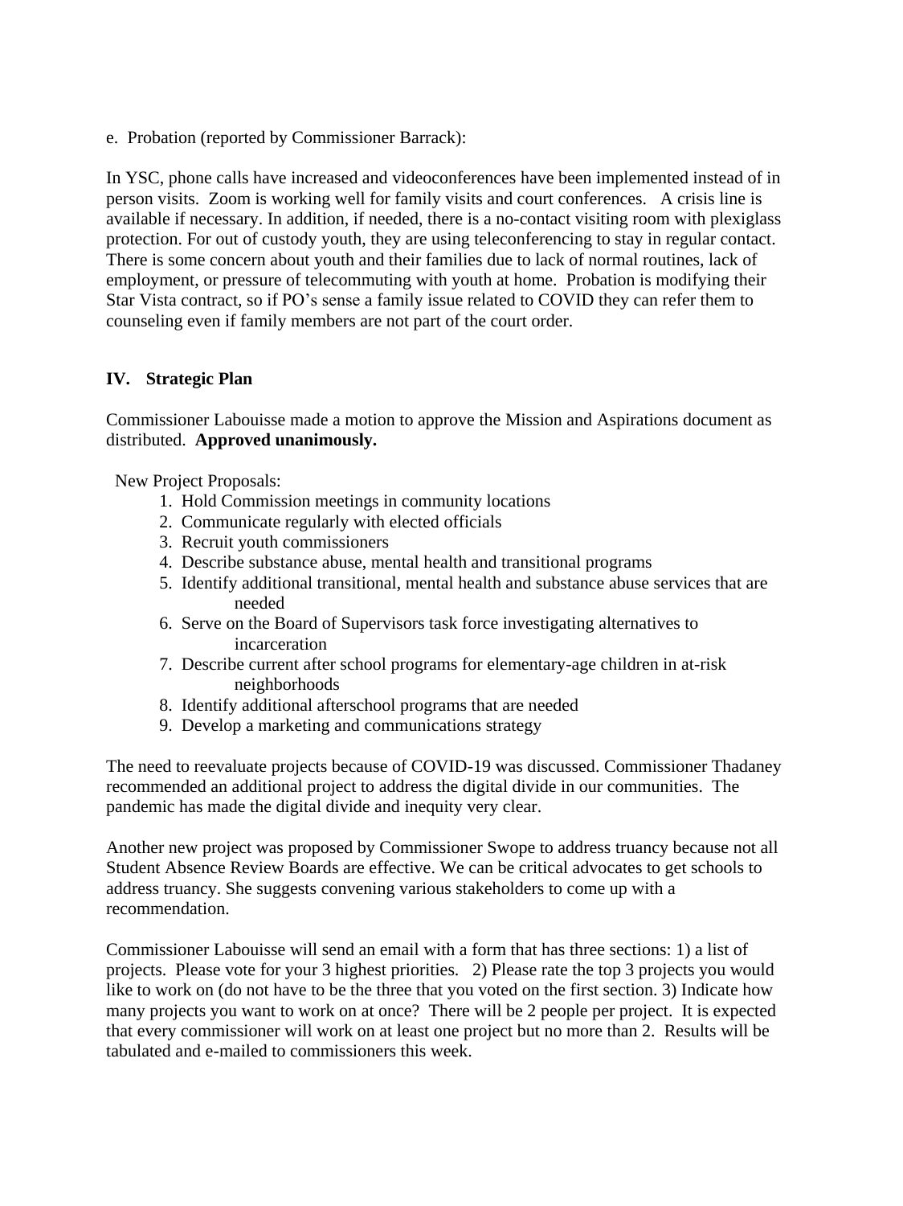e. Probation (reported by Commissioner Barrack):

In YSC, phone calls have increased and videoconferences have been implemented instead of in person visits. Zoom is working well for family visits and court conferences. A crisis line is available if necessary. In addition, if needed, there is a no-contact visiting room with plexiglass protection. For out of custody youth, they are using teleconferencing to stay in regular contact. There is some concern about youth and their families due to lack of normal routines, lack of employment, or pressure of telecommuting with youth at home. Probation is modifying their Star Vista contract, so if PO's sense a family issue related to COVID they can refer them to counseling even if family members are not part of the court order.

## IV. Strategic Plan

Commissioner Labouisse made a motion to approve the Mission and Aspirations document as distributed. **Approved unanimously.**

New Project Proposals:

1. Hold Commission meetings in community locations
2. Communicate regularly with elected officials
3. Recruit youth commissioners
4. Describe substance abuse, mental health and transitional programs
5. Identify additional transitional, mental health and substance abuse services that are needed
6. Serve on the Board of Supervisors task force investigating alternatives to incarceration
7. Describe current after school programs for elementary-age children in at-risk neighborhoods
8. Identify additional afterschool programs that are needed
9. Develop a marketing and communications strategy

The need to reevaluate projects because of COVID-19 was discussed. Commissioner Thadaney recommended an additional project to address the digital divide in our communities. The pandemic has made the digital divide and inequity very clear.

Another new project was proposed by Commissioner Swope to address truancy because not all Student Absence Review Boards are effective. We can be critical advocates to get schools to address truancy. She suggests convening various stakeholders to come up with a recommendation.

Commissioner Labouisse will send an email with a form that has three sections: 1) a list of projects. Please vote for your 3 highest priorities. 2) Please rate the top 3 projects you would like to work on (do not have to be the three that you voted on the first section. 3) Indicate how many projects you want to work on at once? There will be 2 people per project. It is expected that every commissioner will work on at least one project but no more than 2. Results will be tabulated and e-mailed to commissioners this week.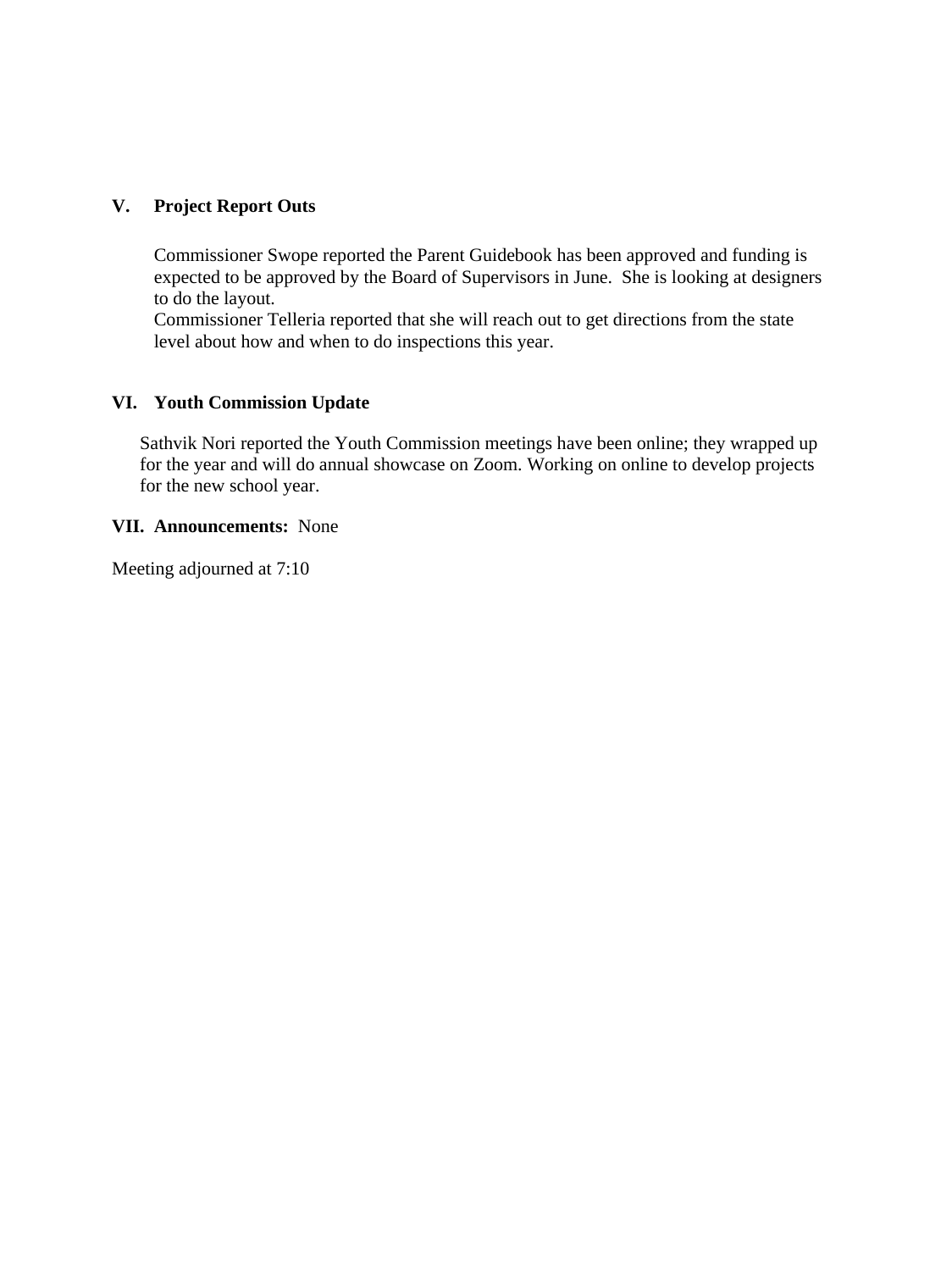## V. Project Report Outs

Commissioner Swope reported the Parent Guidebook has been approved and funding is expected to be approved by the Board of Supervisors in June. She is looking at designers to do the layout.
Commissioner Telleria reported that she will reach out to get directions from the state level about how and when to do inspections this year.

## VI. Youth Commission Update

Sathvik Nori reported the Youth Commission meetings have been online; they wrapped up for the year and will do annual showcase on Zoom. Working on online to develop projects for the new school year.

## VII. Announcements: None

Meeting adjourned at 7:10